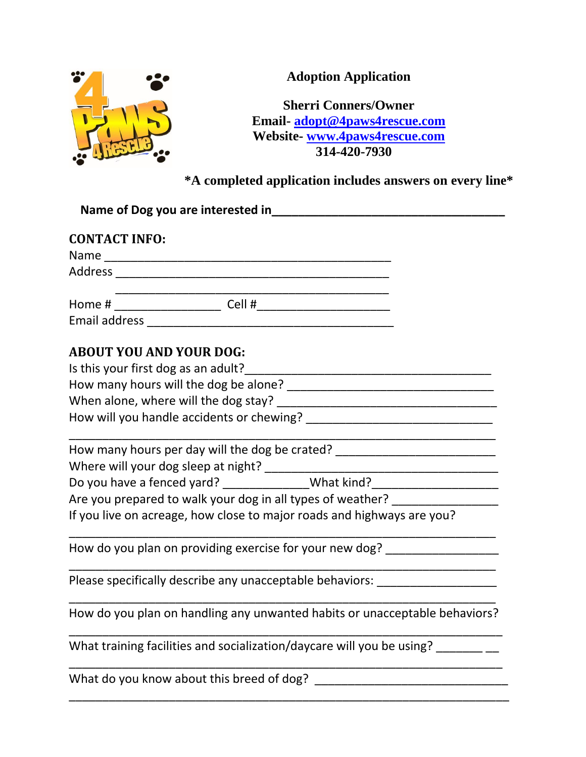# Adoption Application

**Sherri Conners/Owner**
**Email- adopt@4paws4rescue.com**
**Website- www.4paws4rescue.com**
**314-420-7930**

**\*A completed application includes answers on every line\***

**Name of Dog you are interested in\_\_\_\_\_\_\_\_\_\_\_\_\_\_\_\_\_\_\_\_\_\_\_\_\_\_\_\_\_\_\_\_\_\_\_\_**

## CONTACT INFO:

Name \_\_\_\_\_\_\_\_\_\_\_\_\_\_\_\_\_\_\_\_\_\_\_\_\_\_\_\_\_\_\_\_\_\_\_\_\_\_\_\_\_\_\_\_

Address \_\_\_\_\_\_\_\_\_\_\_\_\_\_\_\_\_\_\_\_\_\_\_\_\_\_\_\_\_\_\_\_\_\_\_\_\_\_\_\_\_\_

\_\_\_\_\_\_\_\_\_\_\_\_\_\_\_\_\_\_\_\_\_\_\_\_\_\_\_\_\_\_\_\_\_\_\_\_\_\_\_\_\_\_

Home # \_\_\_\_\_\_\_\_\_\_\_\_\_\_\_\_ Cell #\_\_\_\_\_\_\_\_\_\_\_\_\_\_\_\_\_\_\_\_

Email address \_\_\_\_\_\_\_\_\_\_\_\_\_\_\_\_\_\_\_\_\_\_\_\_\_\_\_\_\_\_\_\_\_\_\_\_\_\_

## ABOUT YOU AND YOUR DOG:

Is this your first dog as an adult?\_\_\_\_\_\_\_\_\_\_\_\_\_\_\_\_\_\_\_\_\_\_\_\_\_\_\_\_\_\_\_\_\_\_\_\_\_

How many hours will the dog be alone? \_\_\_\_\_\_\_\_\_\_\_\_\_\_\_\_\_\_\_\_\_\_\_\_\_\_\_\_\_\_\_\_

When alone, where will the dog stay? \_\_\_\_\_\_\_\_\_\_\_\_\_\_\_\_\_\_\_\_\_\_\_\_\_\_\_\_\_\_\_\_\_\_

How will you handle accidents or chewing? \_\_\_\_\_\_\_\_\_\_\_\_\_\_\_\_\_\_\_\_\_\_\_\_\_\_\_\_\_

\_\_\_\_\_\_\_\_\_\_\_\_\_\_\_\_\_\_\_\_\_\_\_\_\_\_\_\_\_\_\_\_\_\_\_\_\_\_\_\_\_\_\_\_\_\_\_\_\_\_\_\_\_\_\_\_\_\_\_\_\_\_\_\_\_

How many hours per day will the dog be crated? \_\_\_\_\_\_\_\_\_\_\_\_\_\_\_\_\_\_\_\_\_\_\_\_\_

Where will your dog sleep at night? \_\_\_\_\_\_\_\_\_\_\_\_\_\_\_\_\_\_\_\_\_\_\_\_\_\_\_\_\_\_\_\_\_\_\_\_

Do you have a fenced yard? \_\_\_\_\_\_\_\_\_\_\_\_\_What kind?\_\_\_\_\_\_\_\_\_\_\_\_\_\_\_\_\_\_\_

Are you prepared to walk your dog in all types of weather? \_\_\_\_\_\_\_\_\_\_\_\_\_\_\_\_

If you live on acreage, how close to major roads and highways are you?

\_\_\_\_\_\_\_\_\_\_\_\_\_\_\_\_\_\_\_\_\_\_\_\_\_\_\_\_\_\_\_\_\_\_\_\_\_\_\_\_\_\_\_\_\_\_\_\_\_\_\_\_\_\_\_\_\_\_\_\_\_\_\_\_\_

How do you plan on providing exercise for your new dog? \_\_\_\_\_\_\_\_\_\_\_\_\_\_\_\_\_

\_\_\_\_\_\_\_\_\_\_\_\_\_\_\_\_\_\_\_\_\_\_\_\_\_\_\_\_\_\_\_\_\_\_\_\_\_\_\_\_\_\_\_\_\_\_\_\_\_\_\_\_\_\_\_\_\_\_\_\_\_\_\_\_\_

Please specifically describe any unacceptable behaviors: \_\_\_\_\_\_\_\_\_\_\_\_\_\_\_\_\_\_

\_\_\_\_\_\_\_\_\_\_\_\_\_\_\_\_\_\_\_\_\_\_\_\_\_\_\_\_\_\_\_\_\_\_\_\_\_\_\_\_\_\_\_\_\_\_\_\_\_\_\_\_\_\_\_\_\_\_\_\_\_\_\_\_\_

How do you plan on handling any unwanted habits or unacceptable behaviors?

\_\_\_\_\_\_\_\_\_\_\_\_\_\_\_\_\_\_\_\_\_\_\_\_\_\_\_\_\_\_\_\_\_\_\_\_\_\_\_\_\_\_\_\_\_\_\_\_\_\_\_\_\_\_\_\_\_\_\_\_\_\_\_\_\_

What training facilities and socialization/daycare will you be using? \_\_\_\_\_\_\_ \_\_

\_\_\_\_\_\_\_\_\_\_\_\_\_\_\_\_\_\_\_\_\_\_\_\_\_\_\_\_\_\_\_\_\_\_\_\_\_\_\_\_\_\_\_\_\_\_\_\_\_\_\_\_\_\_\_\_\_\_\_\_\_\_\_\_\_

What do you know about this breed of dog? \_\_\_\_\_\_\_\_\_\_\_\_\_\_\_\_\_\_\_\_\_\_\_\_\_\_\_\_\_\_

\_\_\_\_\_\_\_\_\_\_\_\_\_\_\_\_\_\_\_\_\_\_\_\_\_\_\_\_\_\_\_\_\_\_\_\_\_\_\_\_\_\_\_\_\_\_\_\_\_\_\_\_\_\_\_\_\_\_\_\_\_\_\_\_\_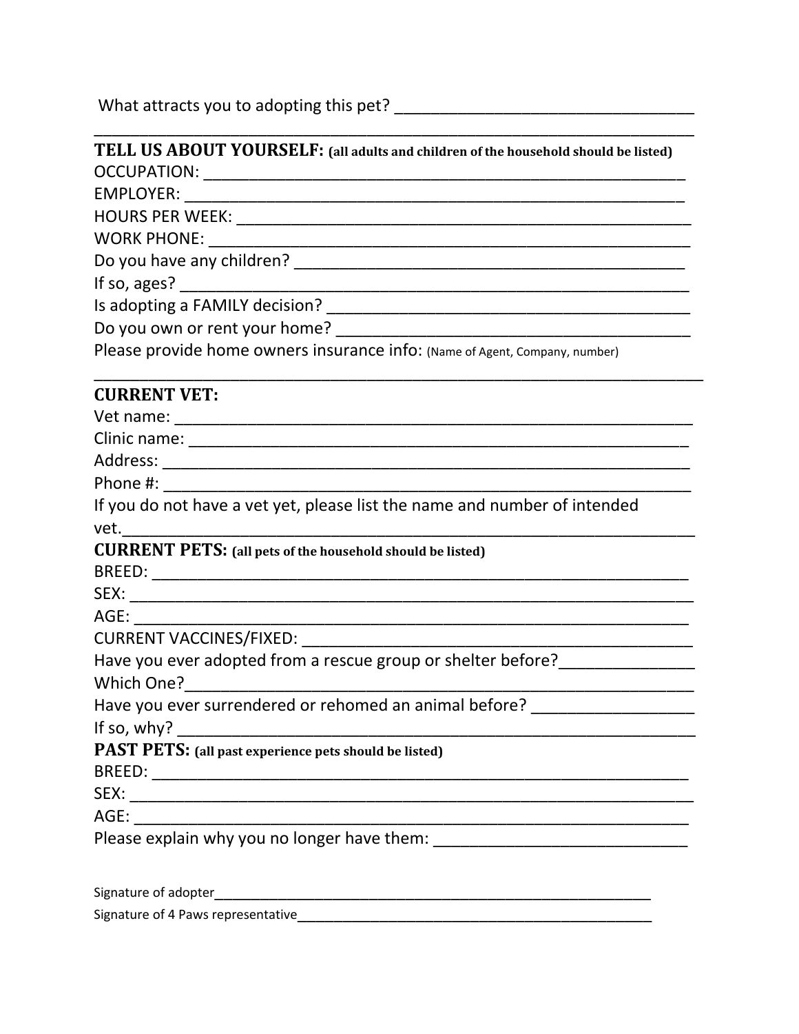What attracts you to adopting this pet? ________________________________

________________________________________________________________________

**TELL US ABOUT YOURSELF:** **(all adults and children of the household should be listed)**

OCCUPATION: ____________________________________________________

EMPLOYER: ______________________________________________________

HOURS PER WEEK: ________________________________________________

WORK PHONE: ____________________________________________________

Do you have any children? _______________________________________

If so, ages? _______________________________________________________

Is adopting a FAMILY decision? __________________________________

Do you own or rent your home? __________________________________

Please provide home owners insurance info: (Name of Agent, Company, number)

________________________________________________________________________

**CURRENT VET:**

Vet name: _________________________________________________________

Clinic name: _______________________________________________________

Address: ___________________________________________________________

Phone #: ___________________________________________________________

If you do not have a vet yet, please list the name and number of intended vet.____________________________________________________________

**CURRENT PETS:** **(all pets of the household should be listed)**

BREED: ____________________________________________________________

SEX: ______________________________________________________________

AGE: ______________________________________________________________

CURRENT VACCINES/FIXED: ________________________________________

Have you ever adopted from a rescue group or shelter before?_______________

Which One?_________________________________________________________

Have you ever surrendered or rehomed an animal before? __________________

If so, why? _________________________________________________________

**PAST PETS:** **(all past experience pets should be listed)**

BREED: ____________________________________________________________

SEX: ______________________________________________________________

AGE: ______________________________________________________________

Please explain why you no longer have them: ____________________________

Signature of adopter____________________________________________________

Signature of 4 Paws representative_______________________________________